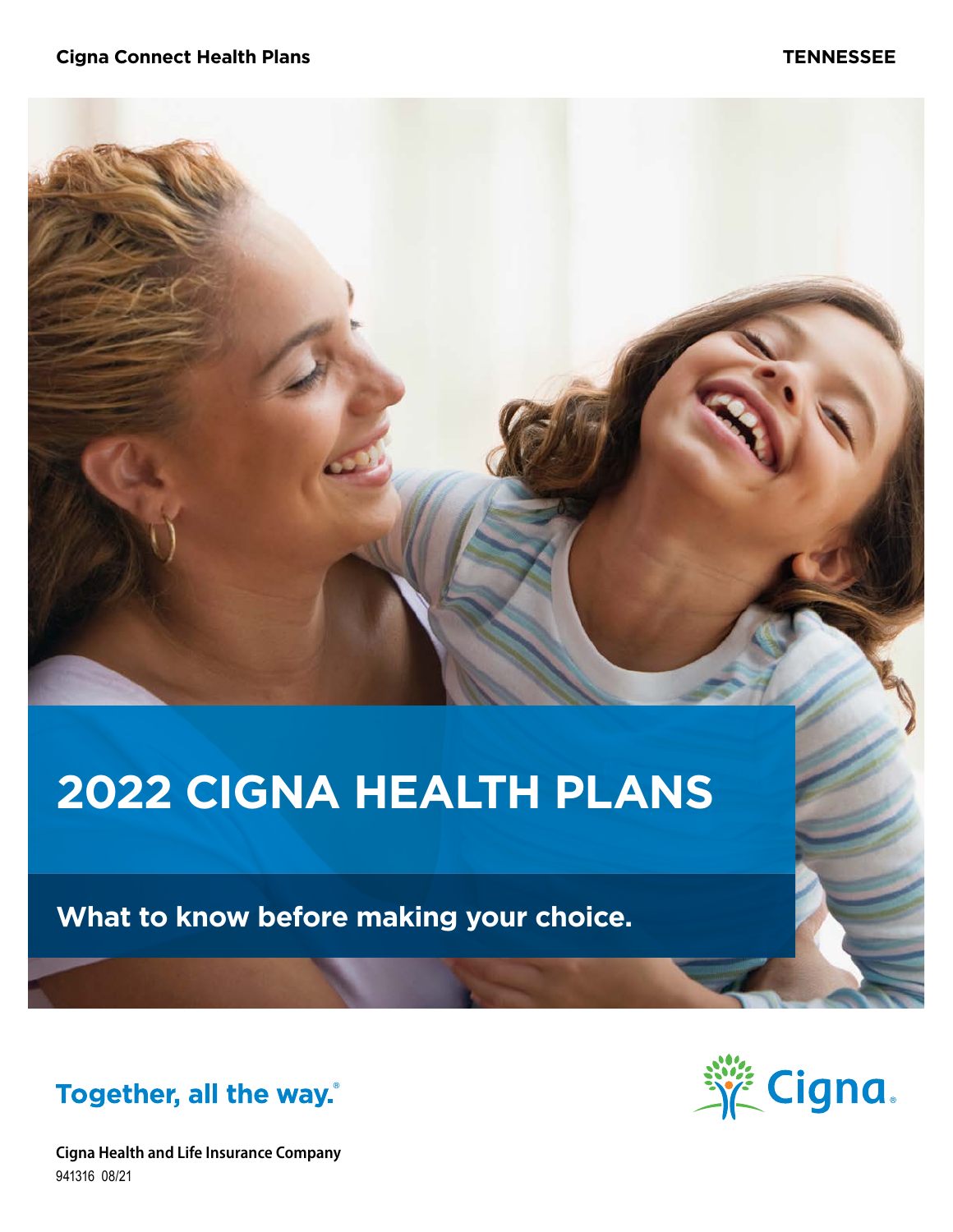**Cigna Connect Health Plans** **TENNESSEE**

# 2022 CIGNA HEALTH PLANS

## What to know before making your choice.

**Together, all the way.**®

Cigna.

**Cigna Health and Life Insurance Company**

941316 08/21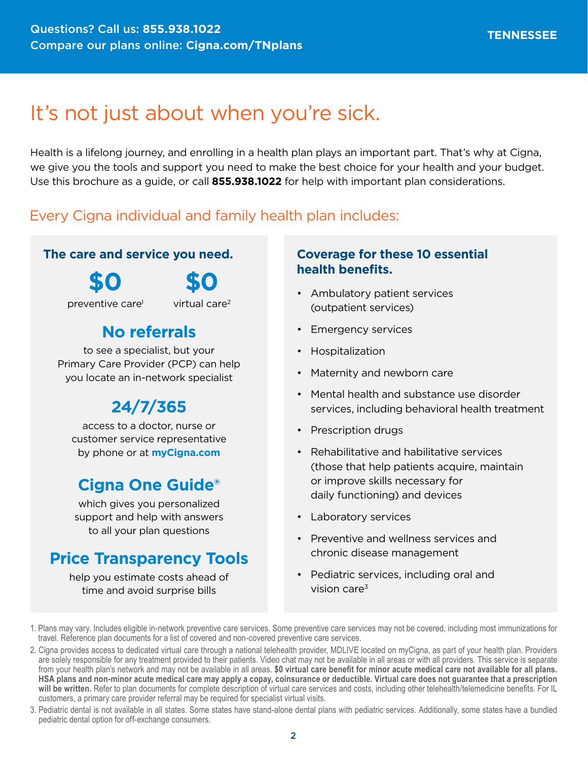Questions? Call us: **855.938.1022**
Compare our plans online: **Cigna.com/TNplans**

**TENNESSEE**

# It's not just about when you're sick.

Health is a lifelong journey, and enrolling in a health plan plays an important part. That's why at Cigna, we give you the tools and support you need to make the best choice for your health and your budget. Use this brochure as a guide, or call **855.938.1022** for help with important plan considerations.

## Every Cigna individual and family health plan includes:

### The care and service you need.

**$0** preventive care[1]

**$0** virtual care[2]

**No referrals**
to see a specialist, but your Primary Care Provider (PCP) can help you locate an in-network specialist

**24/7/365**
access to a doctor, nurse or customer service representative by phone or at **myCigna.com**

**Cigna One Guide®**
which gives you personalized support and help with answers to all your plan questions

**Price Transparency Tools**
help you estimate costs ahead of time and avoid surprise bills

### Coverage for these 10 essential health benefits.

- Ambulatory patient services (outpatient services)
- Emergency services
- Hospitalization
- Maternity and newborn care
- Mental health and substance use disorder services, including behavioral health treatment
- Prescription drugs
- Rehabilitative and habilitative services (those that help patients acquire, maintain or improve skills necessary for daily functioning) and devices
- Laboratory services
- Preventive and wellness services and chronic disease management
- Pediatric services, including oral and vision care[3]

1. Plans may vary. Includes eligible in-network preventive care services. Some preventive care services may not be covered, including most immunizations for travel. Reference plan documents for a list of covered and non-covered preventive care services.
2. Cigna provides access to dedicated virtual care through a national telehealth provider, MDLIVE located on myCigna, as part of your health plan. Providers are solely responsible for any treatment provided to their patients. Video chat may not be available in all areas or with all providers. This service is separate from your health plan's network and may not be available in all areas. **$0 virtual care benefit for minor acute medical care not available for all plans. HSA plans and non-minor acute medical care may apply a copay, coinsurance or deductible. Virtual care does not guarantee that a prescription will be written.** Refer to plan documents for complete description of virtual care services and costs, including other telehealth/telemedicine benefits. For IL customers, a primary care provider referral may be required for specialist virtual visits.
3. Pediatric dental is not available in all states. Some states have stand-alone dental plans with pediatric services. Additionally, some states have a bundled pediatric dental option for off-exchange consumers.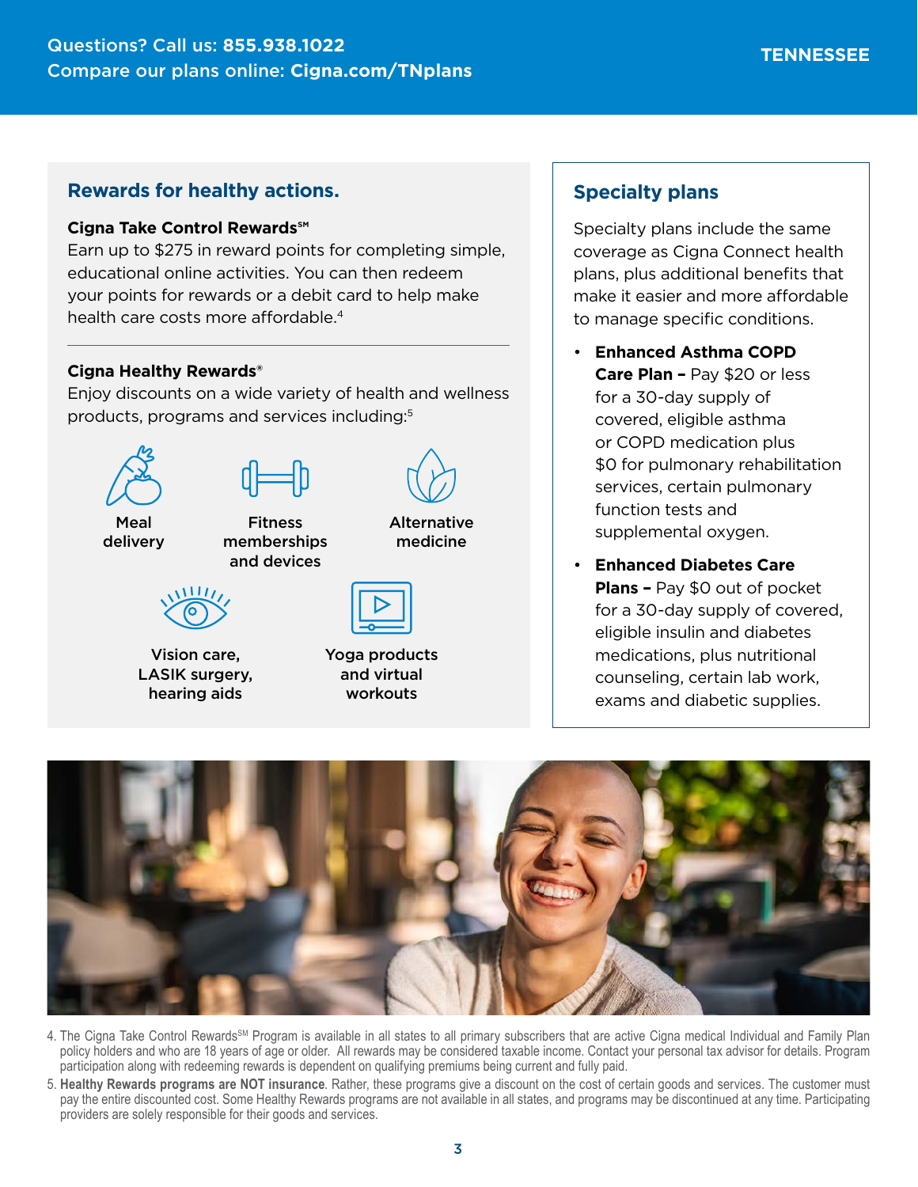Questions? Call us: **855.938.1022**
Compare our plans online: **Cigna.com/TNplans**

**TENNESSEE**

## Rewards for healthy actions.

**Cigna Take Control Rewards℠**
Earn up to $275 in reward points for completing simple, educational online activities. You can then redeem your points for rewards or a debit card to help make health care costs more affordable.[4]

**Cigna Healthy Rewards®**
Enjoy discounts on a wide variety of health and wellness products, programs and services including:[5]

- Meal delivery
- Fitness memberships and devices
- Alternative medicine
- Vision care, LASIK surgery, hearing aids
- Yoga products and virtual workouts

## Specialty plans

Specialty plans include the same coverage as Cigna Connect health plans, plus additional benefits that make it easier and more affordable to manage specific conditions.

- **Enhanced Asthma COPD Care Plan –** Pay $20 or less for a 30-day supply of covered, eligible asthma or COPD medication plus $0 for pulmonary rehabilitation services, certain pulmonary function tests and supplemental oxygen.
- **Enhanced Diabetes Care Plans –** Pay $0 out of pocket for a 30-day supply of covered, eligible insulin and diabetes medications, plus nutritional counseling, certain lab work, exams and diabetic supplies.

4. The Cigna Take Control Rewards℠ Program is available in all states to all primary subscribers that are active Cigna medical Individual and Family Plan policy holders and who are 18 years of age or older. All rewards may be considered taxable income. Contact your personal tax advisor for details. Program participation along with redeeming rewards is dependent on qualifying premiums being current and fully paid.

5. **Healthy Rewards programs are NOT insurance**. Rather, these programs give a discount on the cost of certain goods and services. The customer must pay the entire discounted cost. Some Healthy Rewards programs are not available in all states, and programs may be discontinued at any time. Participating providers are solely responsible for their goods and services.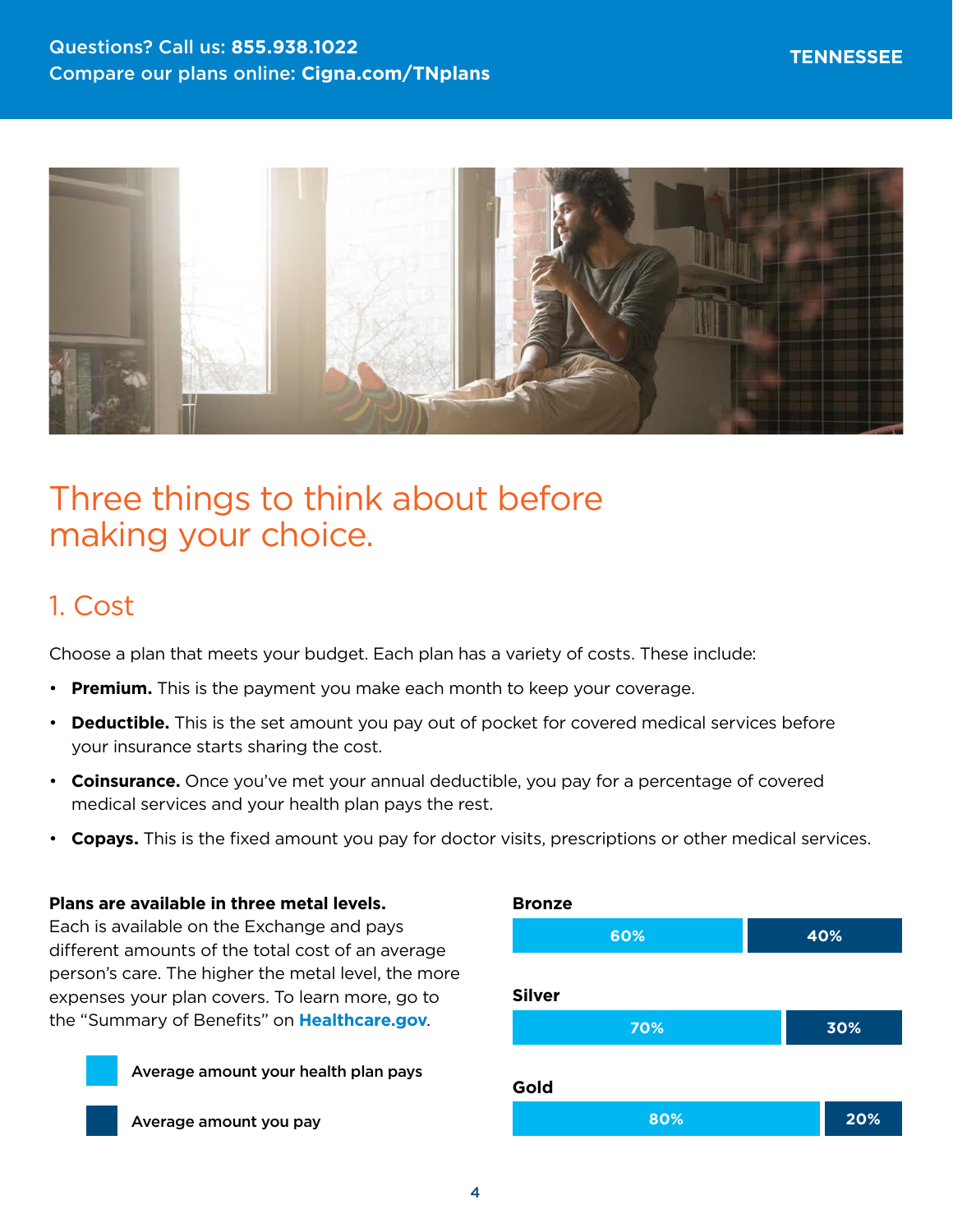# Three things to think about before making your choice.

## 1. Cost

Choose a plan that meets your budget. Each plan has a variety of costs. These include:

- **Premium.** This is the payment you make each month to keep your coverage.
- **Deductible.** This is the set amount you pay out of pocket for covered medical services before your insurance starts sharing the cost.
- **Coinsurance.** Once you've met your annual deductible, you pay for a percentage of covered medical services and your health plan pays the rest.
- **Copays.** This is the fixed amount you pay for doctor visits, prescriptions or other medical services.

**Plans are available in three metal levels.** Each is available on the Exchange and pays different amounts of the total cost of an average person's care. The higher the metal level, the more expenses your plan covers. To learn more, go to the "Summary of Benefits" on **Healthcare.gov**.

| Metal level | Average amount your health plan pays | Average amount you pay |
|---|---|---|
| Bronze | 60% | 40% |
| Silver | 70% | 30% |
| Gold | 80% | 20% |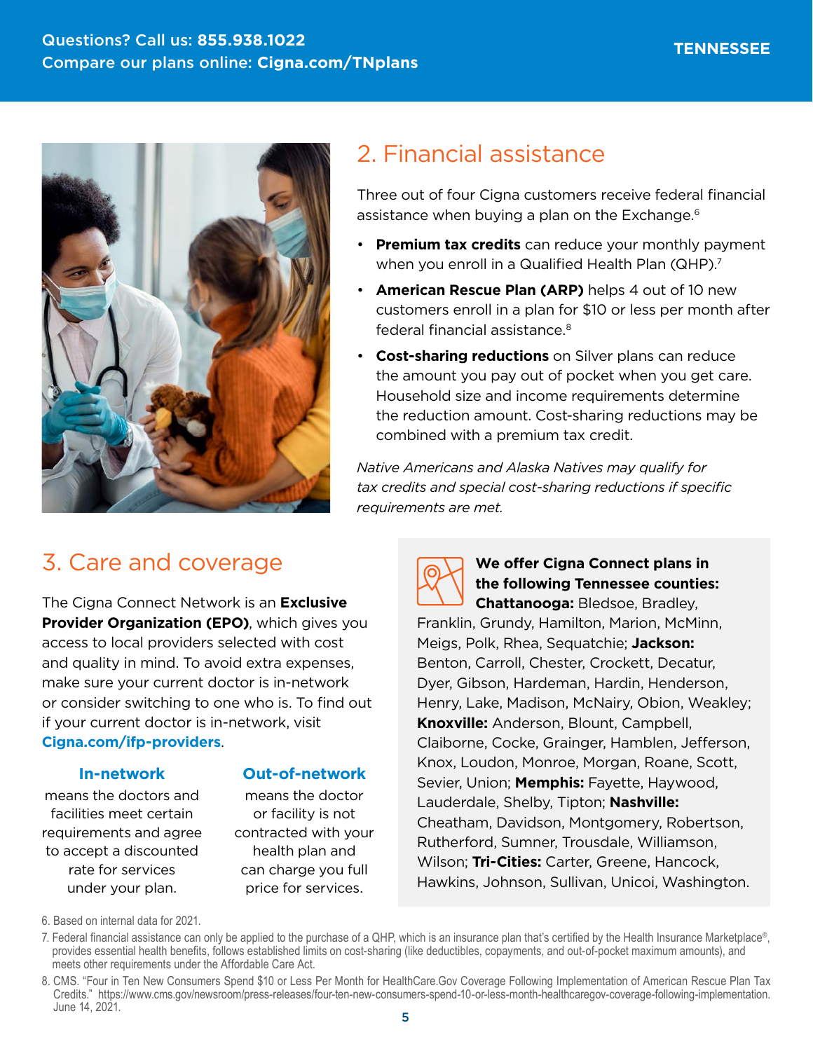## 2. Financial assistance

Three out of four Cigna customers receive federal financial assistance when buying a plan on the Exchange.[6]

- **Premium tax credits** can reduce your monthly payment when you enroll in a Qualified Health Plan (QHP).[7]
- **American Rescue Plan (ARP)** helps 4 out of 10 new customers enroll in a plan for $10 or less per month after federal financial assistance.[8]
- **Cost-sharing reductions** on Silver plans can reduce the amount you pay out of pocket when you get care. Household size and income requirements determine the reduction amount. Cost-sharing reductions may be combined with a premium tax credit.

*Native Americans and Alaska Natives may qualify for tax credits and special cost-sharing reductions if specific requirements are met.*

## 3. Care and coverage

The Cigna Connect Network is an **Exclusive Provider Organization (EPO)**, which gives you access to local providers selected with cost and quality in mind. To avoid extra expenses, make sure your current doctor is in-network or consider switching to one who is. To find out if your current doctor is in-network, visit **Cigna.com/ifp-providers**.

**In-network** means the doctors and facilities meet certain requirements and agree to accept a discounted rate for services under your plan.

**Out-of-network** means the doctor or facility is not contracted with your health plan and can charge you full price for services.

**We offer Cigna Connect plans in the following Tennessee counties:** **Chattanooga:** Bledsoe, Bradley, Franklin, Grundy, Hamilton, Marion, McMinn, Meigs, Polk, Rhea, Sequatchie; **Jackson:** Benton, Carroll, Chester, Crockett, Decatur, Dyer, Gibson, Hardeman, Hardin, Henderson, Henry, Lake, Madison, McNairy, Obion, Weakley; **Knoxville:** Anderson, Blount, Campbell, Claiborne, Cocke, Grainger, Hamblen, Jefferson, Knox, Loudon, Monroe, Morgan, Roane, Scott, Sevier, Union; **Memphis:** Fayette, Haywood, Lauderdale, Shelby, Tipton; **Nashville:** Cheatham, Davidson, Montgomery, Robertson, Rutherford, Sumner, Trousdale, Williamson, Wilson; **Tri-Cities:** Carter, Greene, Hancock, Hawkins, Johnson, Sullivan, Unicoi, Washington.

6. Based on internal data for 2021.

7. Federal financial assistance can only be applied to the purchase of a QHP, which is an insurance plan that's certified by the Health Insurance Marketplace®, provides essential health benefits, follows established limits on cost-sharing (like deductibles, copayments, and out-of-pocket maximum amounts), and meets other requirements under the Affordable Care Act.

8. CMS. "Four in Ten New Consumers Spend $10 or Less Per Month for HealthCare.Gov Coverage Following Implementation of American Rescue Plan Tax Credits." https://www.cms.gov/newsroom/press-releases/four-ten-new-consumers-spend-10-or-less-month-healthcaregov-coverage-following-implementation. June 14, 2021.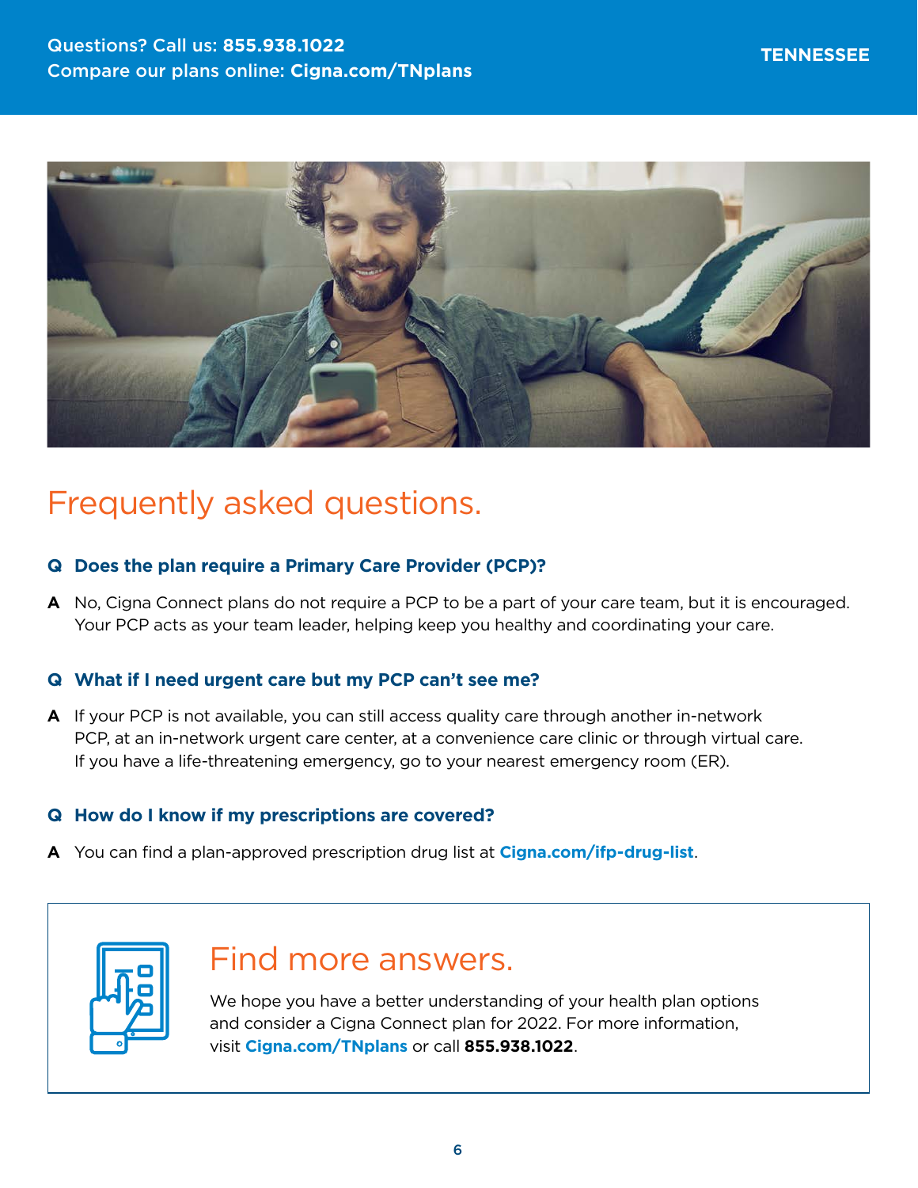# Frequently asked questions.

**Q Does the plan require a Primary Care Provider (PCP)?**

**A** No, Cigna Connect plans do not require a PCP to be a part of your care team, but it is encouraged. Your PCP acts as your team leader, helping keep you healthy and coordinating your care.

**Q What if I need urgent care but my PCP can't see me?**

**A** If your PCP is not available, you can still access quality care through another in-network PCP, at an in-network urgent care center, at a convenience care clinic or through virtual care. If you have a life-threatening emergency, go to your nearest emergency room (ER).

**Q How do I know if my prescriptions are covered?**

**A** You can find a plan-approved prescription drug list at **Cigna.com/ifp-drug-list**.

## Find more answers.

We hope you have a better understanding of your health plan options and consider a Cigna Connect plan for 2022. For more information, visit **Cigna.com/TNplans** or call **855.938.1022**.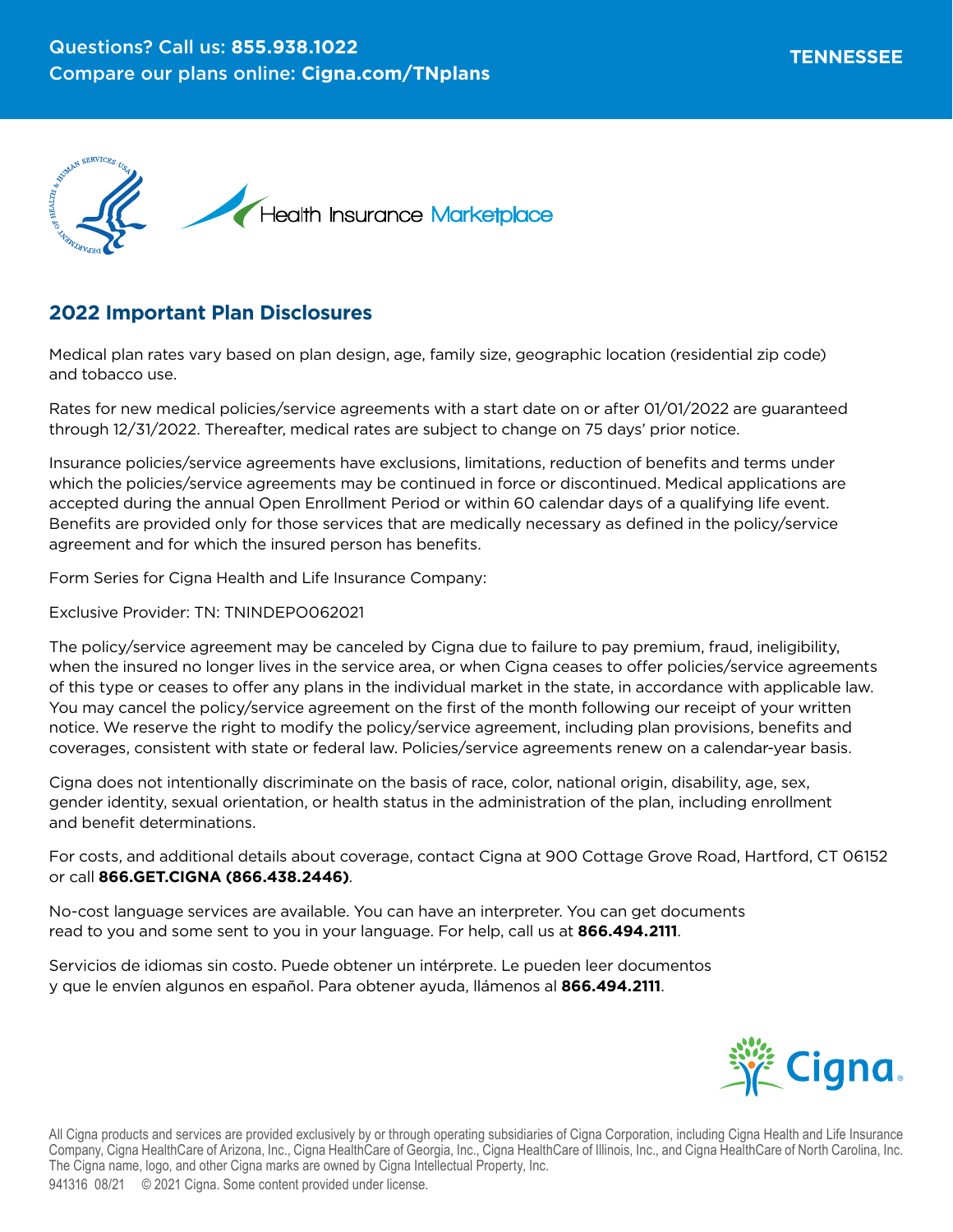Questions? Call us: **855.938.1022**
Compare our plans online: **Cigna.com/TNplans**

**TENNESSEE**

Health Insurance Marketplace

## 2022 Important Plan Disclosures

Medical plan rates vary based on plan design, age, family size, geographic location (residential zip code) and tobacco use.

Rates for new medical policies/service agreements with a start date on or after 01/01/2022 are guaranteed through 12/31/2022. Thereafter, medical rates are subject to change on 75 days' prior notice.

Insurance policies/service agreements have exclusions, limitations, reduction of benefits and terms under which the policies/service agreements may be continued in force or discontinued. Medical applications are accepted during the annual Open Enrollment Period or within 60 calendar days of a qualifying life event. Benefits are provided only for those services that are medically necessary as defined in the policy/service agreement and for which the insured person has benefits.

Form Series for Cigna Health and Life Insurance Company:

Exclusive Provider: TN: TNINDEPO062021

The policy/service agreement may be canceled by Cigna due to failure to pay premium, fraud, ineligibility, when the insured no longer lives in the service area, or when Cigna ceases to offer policies/service agreements of this type or ceases to offer any plans in the individual market in the state, in accordance with applicable law. You may cancel the policy/service agreement on the first of the month following our receipt of your written notice. We reserve the right to modify the policy/service agreement, including plan provisions, benefits and coverages, consistent with state or federal law. Policies/service agreements renew on a calendar-year basis.

Cigna does not intentionally discriminate on the basis of race, color, national origin, disability, age, sex, gender identity, sexual orientation, or health status in the administration of the plan, including enrollment and benefit determinations.

For costs, and additional details about coverage, contact Cigna at 900 Cottage Grove Road, Hartford, CT 06152 or call **866.GET.CIGNA (866.438.2446)**.

No-cost language services are available. You can have an interpreter. You can get documents read to you and some sent to you in your language. For help, call us at **866.494.2111**.

Servicios de idiomas sin costo. Puede obtener un intérprete. Le pueden leer documentos y que le envíen algunos en español. Para obtener ayuda, llámenos al **866.494.2111**.

Cigna

All Cigna products and services are provided exclusively by or through operating subsidiaries of Cigna Corporation, including Cigna Health and Life Insurance Company, Cigna HealthCare of Arizona, Inc., Cigna HealthCare of Georgia, Inc., Cigna HealthCare of Illinois, Inc., and Cigna HealthCare of North Carolina, Inc. The Cigna name, logo, and other Cigna marks are owned by Cigna Intellectual Property, Inc.

941316 08/21 © 2021 Cigna. Some content provided under license.